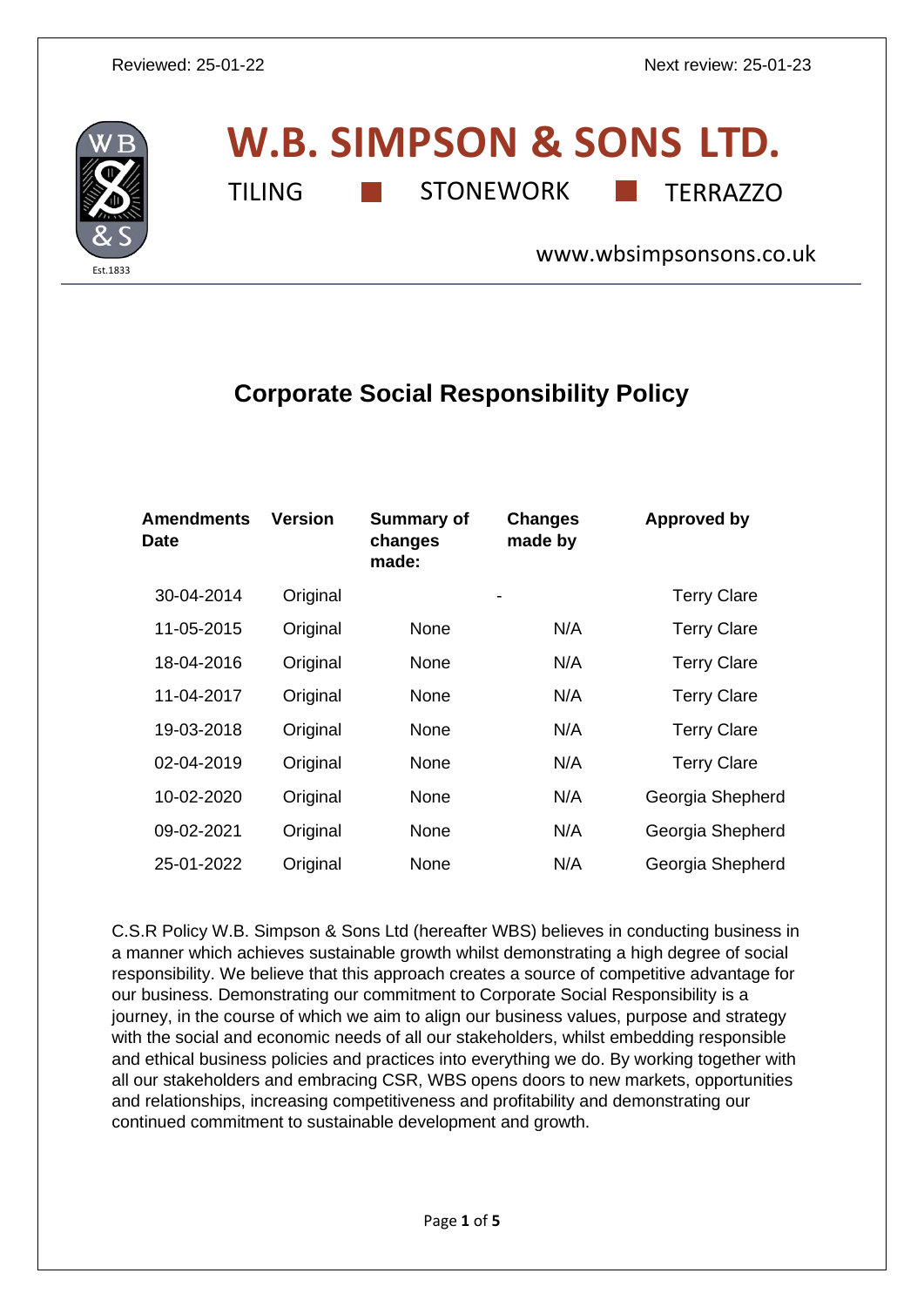Reviewed: 25-01-22 Next review: 25-01-23

# W.B. SIMPSON & SONS LTD.

TILING ■ STONEWORK ■ TERRAZZO

www.wbsimpsonsons.co.uk

Est.1833

## Corporate Social Responsibility Policy

| Amendments Date | Version | Summary of changes made: | Changes made by | Approved by |
|---|---|---|---|---|
| 30-04-2014 | Original | | - | Terry Clare |
| 11-05-2015 | Original | None | N/A | Terry Clare |
| 18-04-2016 | Original | None | N/A | Terry Clare |
| 11-04-2017 | Original | None | N/A | Terry Clare |
| 19-03-2018 | Original | None | N/A | Terry Clare |
| 02-04-2019 | Original | None | N/A | Terry Clare |
| 10-02-2020 | Original | None | N/A | Georgia Shepherd |
| 09-02-2021 | Original | None | N/A | Georgia Shepherd |
| 25-01-2022 | Original | None | N/A | Georgia Shepherd |

C.S.R Policy W.B. Simpson & Sons Ltd (hereafter WBS) believes in conducting business in a manner which achieves sustainable growth whilst demonstrating a high degree of social responsibility. We believe that this approach creates a source of competitive advantage for our business. Demonstrating our commitment to Corporate Social Responsibility is a journey, in the course of which we aim to align our business values, purpose and strategy with the social and economic needs of all our stakeholders, whilst embedding responsible and ethical business policies and practices into everything we do. By working together with all our stakeholders and embracing CSR, WBS opens doors to new markets, opportunities and relationships, increasing competitiveness and profitability and demonstrating our continued commitment to sustainable development and growth.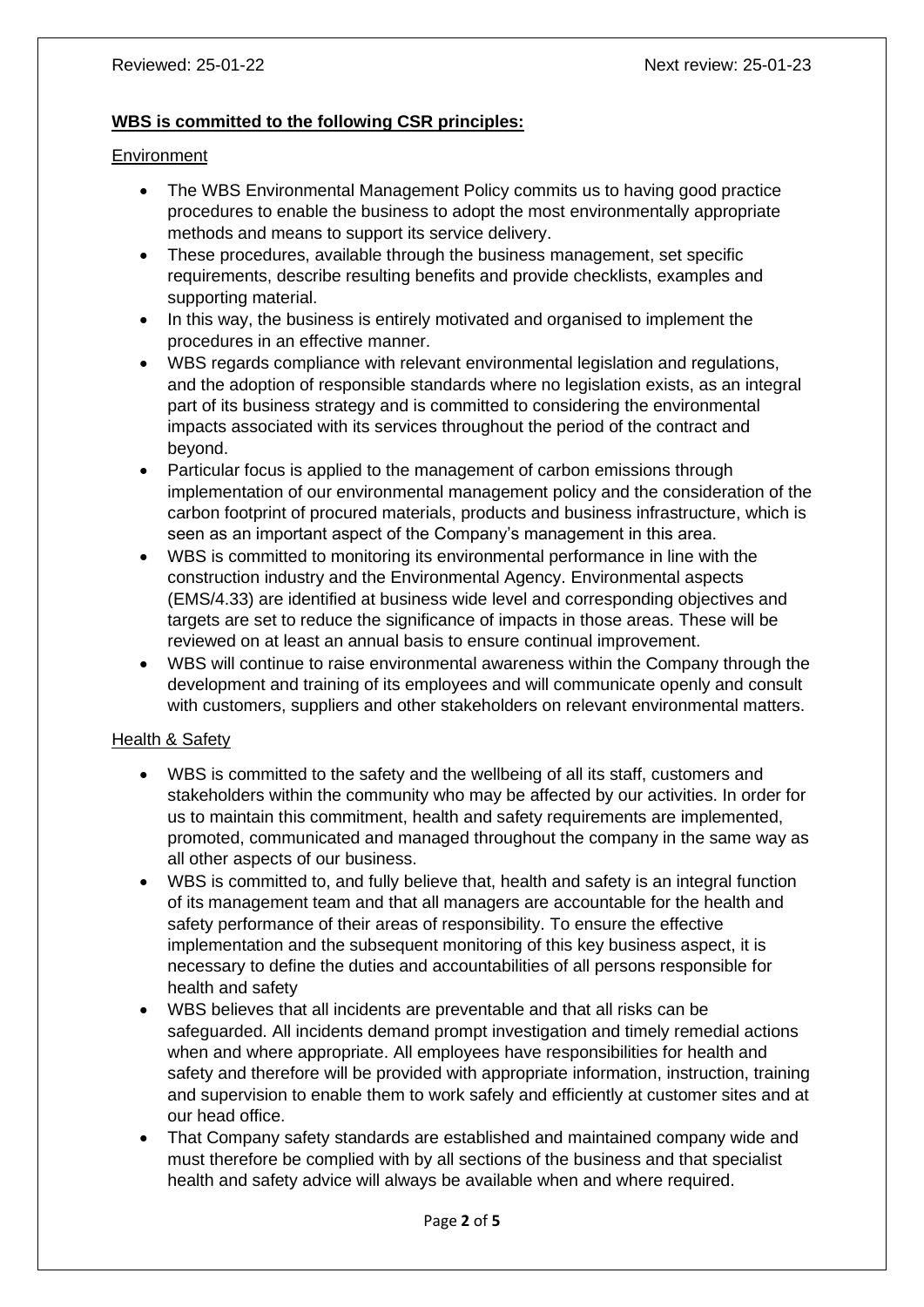Reviewed: 25-01-22 Next review: 25-01-23

**WBS is committed to the following CSR principles:**

Environment

- The WBS Environmental Management Policy commits us to having good practice procedures to enable the business to adopt the most environmentally appropriate methods and means to support its service delivery.
- These procedures, available through the business management, set specific requirements, describe resulting benefits and provide checklists, examples and supporting material.
- In this way, the business is entirely motivated and organised to implement the procedures in an effective manner.
- WBS regards compliance with relevant environmental legislation and regulations, and the adoption of responsible standards where no legislation exists, as an integral part of its business strategy and is committed to considering the environmental impacts associated with its services throughout the period of the contract and beyond.
- Particular focus is applied to the management of carbon emissions through implementation of our environmental management policy and the consideration of the carbon footprint of procured materials, products and business infrastructure, which is seen as an important aspect of the Company's management in this area.
- WBS is committed to monitoring its environmental performance in line with the construction industry and the Environmental Agency. Environmental aspects (EMS/4.33) are identified at business wide level and corresponding objectives and targets are set to reduce the significance of impacts in those areas. These will be reviewed on at least an annual basis to ensure continual improvement.
- WBS will continue to raise environmental awareness within the Company through the development and training of its employees and will communicate openly and consult with customers, suppliers and other stakeholders on relevant environmental matters.

Health & Safety

- WBS is committed to the safety and the wellbeing of all its staff, customers and stakeholders within the community who may be affected by our activities. In order for us to maintain this commitment, health and safety requirements are implemented, promoted, communicated and managed throughout the company in the same way as all other aspects of our business.
- WBS is committed to, and fully believe that, health and safety is an integral function of its management team and that all managers are accountable for the health and safety performance of their areas of responsibility. To ensure the effective implementation and the subsequent monitoring of this key business aspect, it is necessary to define the duties and accountabilities of all persons responsible for health and safety
- WBS believes that all incidents are preventable and that all risks can be safeguarded. All incidents demand prompt investigation and timely remedial actions when and where appropriate. All employees have responsibilities for health and safety and therefore will be provided with appropriate information, instruction, training and supervision to enable them to work safely and efficiently at customer sites and at our head office.
- That Company safety standards are established and maintained company wide and must therefore be complied with by all sections of the business and that specialist health and safety advice will always be available when and where required.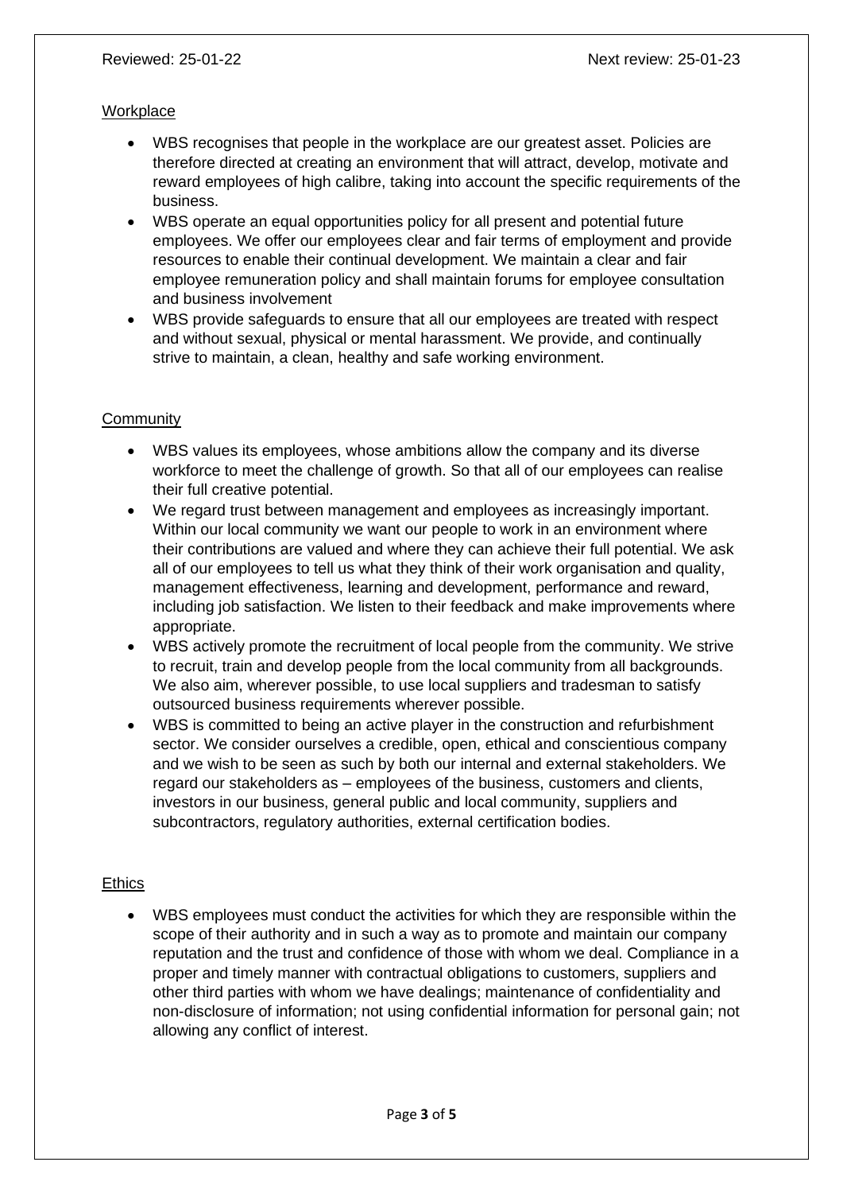## Workplace

- WBS recognises that people in the workplace are our greatest asset. Policies are therefore directed at creating an environment that will attract, develop, motivate and reward employees of high calibre, taking into account the specific requirements of the business.
- WBS operate an equal opportunities policy for all present and potential future employees. We offer our employees clear and fair terms of employment and provide resources to enable their continual development. We maintain a clear and fair employee remuneration policy and shall maintain forums for employee consultation and business involvement
- WBS provide safeguards to ensure that all our employees are treated with respect and without sexual, physical or mental harassment. We provide, and continually strive to maintain, a clean, healthy and safe working environment.

## Community

- WBS values its employees, whose ambitions allow the company and its diverse workforce to meet the challenge of growth. So that all of our employees can realise their full creative potential.
- We regard trust between management and employees as increasingly important. Within our local community we want our people to work in an environment where their contributions are valued and where they can achieve their full potential. We ask all of our employees to tell us what they think of their work organisation and quality, management effectiveness, learning and development, performance and reward, including job satisfaction. We listen to their feedback and make improvements where appropriate.
- WBS actively promote the recruitment of local people from the community. We strive to recruit, train and develop people from the local community from all backgrounds. We also aim, wherever possible, to use local suppliers and tradesman to satisfy outsourced business requirements wherever possible.
- WBS is committed to being an active player in the construction and refurbishment sector. We consider ourselves a credible, open, ethical and conscientious company and we wish to be seen as such by both our internal and external stakeholders. We regard our stakeholders as – employees of the business, customers and clients, investors in our business, general public and local community, suppliers and subcontractors, regulatory authorities, external certification bodies.

## Ethics

- WBS employees must conduct the activities for which they are responsible within the scope of their authority and in such a way as to promote and maintain our company reputation and the trust and confidence of those with whom we deal. Compliance in a proper and timely manner with contractual obligations to customers, suppliers and other third parties with whom we have dealings; maintenance of confidentiality and non-disclosure of information; not using confidential information for personal gain; not allowing any conflict of interest.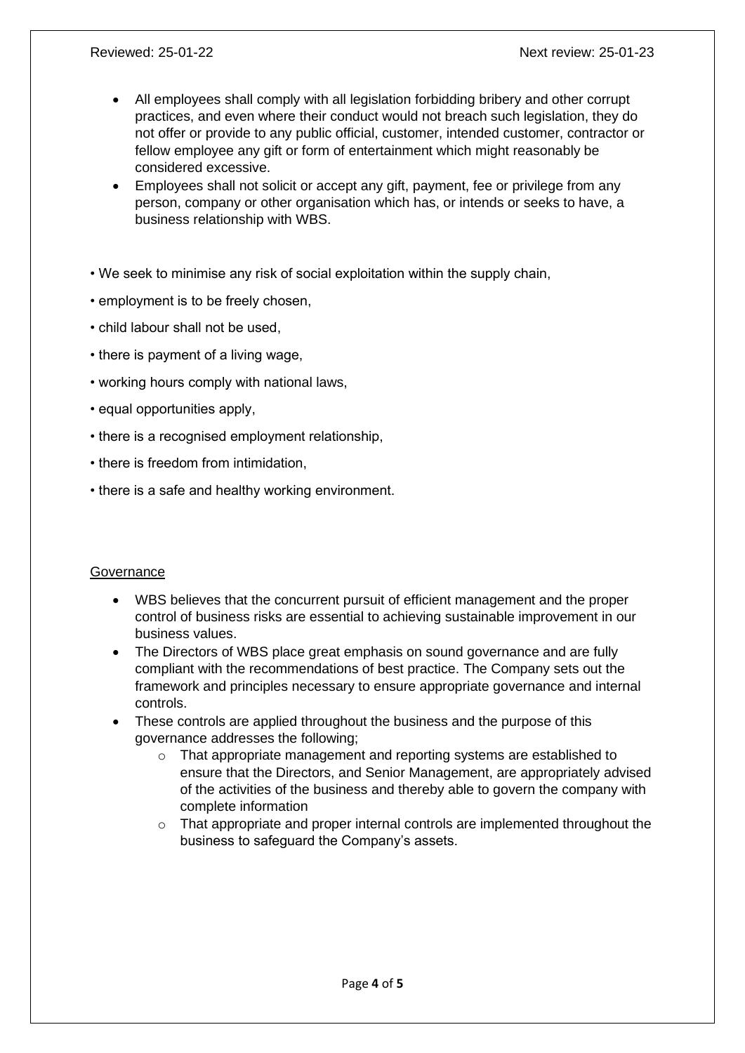- All employees shall comply with all legislation forbidding bribery and other corrupt practices, and even where their conduct would not breach such legislation, they do not offer or provide to any public official, customer, intended customer, contractor or fellow employee any gift or form of entertainment which might reasonably be considered excessive.
- Employees shall not solicit or accept any gift, payment, fee or privilege from any person, company or other organisation which has, or intends or seeks to have, a business relationship with WBS.

• We seek to minimise any risk of social exploitation within the supply chain,

• employment is to be freely chosen,

• child labour shall not be used,

• there is payment of a living wage,

• working hours comply with national laws,

• equal opportunities apply,

• there is a recognised employment relationship,

• there is freedom from intimidation,

• there is a safe and healthy working environment.

<u>Governance</u>

- WBS believes that the concurrent pursuit of efficient management and the proper control of business risks are essential to achieving sustainable improvement in our business values.
- The Directors of WBS place great emphasis on sound governance and are fully compliant with the recommendations of best practice. The Company sets out the framework and principles necessary to ensure appropriate governance and internal controls.
- These controls are applied throughout the business and the purpose of this governance addresses the following;
    - That appropriate management and reporting systems are established to ensure that the Directors, and Senior Management, are appropriately advised of the activities of the business and thereby able to govern the company with complete information
    - That appropriate and proper internal controls are implemented throughout the business to safeguard the Company's assets.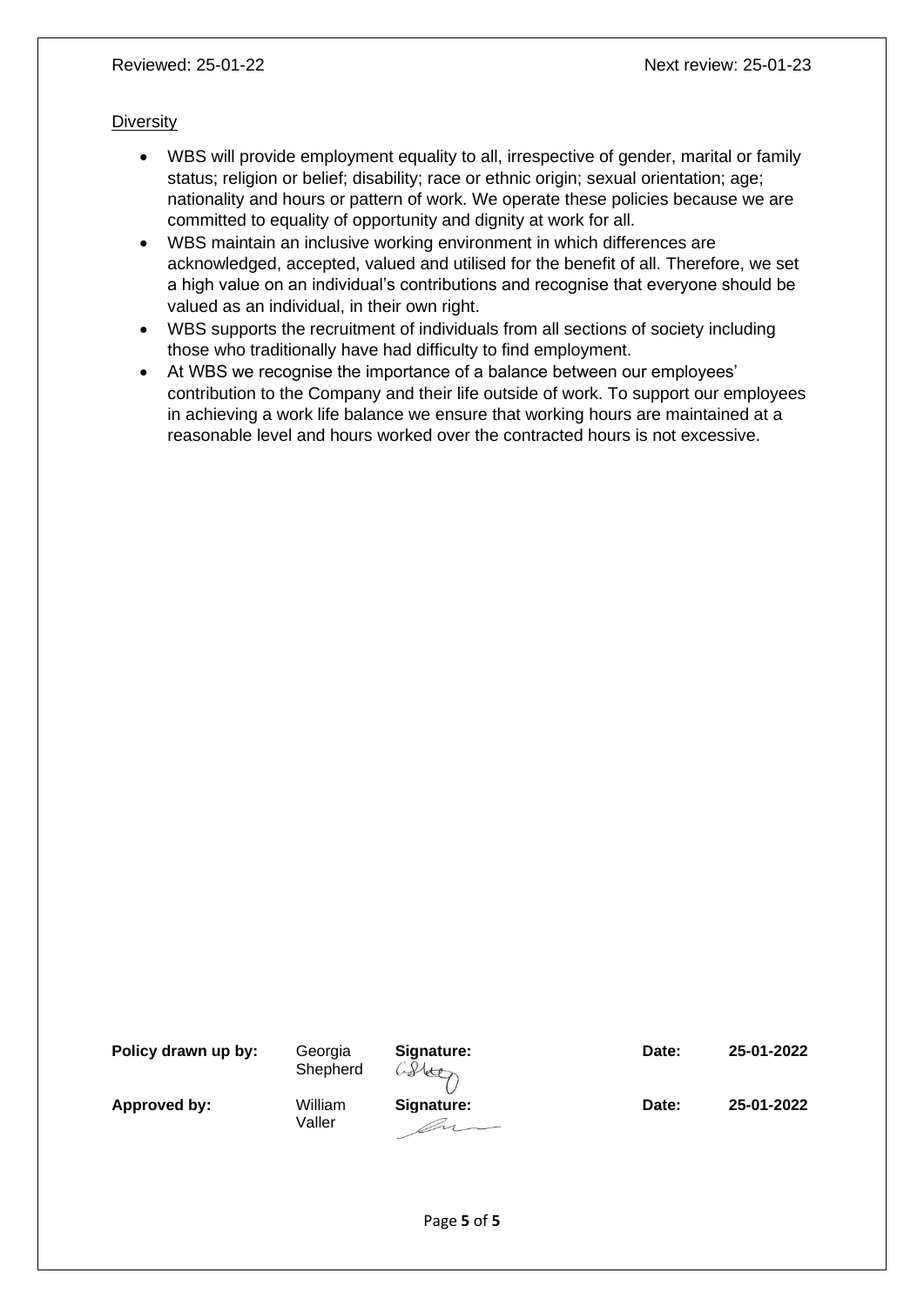## Diversity

- WBS will provide employment equality to all, irrespective of gender, marital or family status; religion or belief; disability; race or ethnic origin; sexual orientation; age; nationality and hours or pattern of work. We operate these policies because we are committed to equality of opportunity and dignity at work for all.
- WBS maintain an inclusive working environment in which differences are acknowledged, accepted, valued and utilised for the benefit of all. Therefore, we set a high value on an individual's contributions and recognise that everyone should be valued as an individual, in their own right.
- WBS supports the recruitment of individuals from all sections of society including those who traditionally have had difficulty to find employment.
- At WBS we recognise the importance of a balance between our employees' contribution to the Company and their life outside of work. To support our employees in achieving a work life balance we ensure that working hours are maintained at a reasonable level and hours worked over the contracted hours is not excessive.

| | | | | |
|---|---|---|---|---|
| **Policy drawn up by:** | Georgia Shepherd | **Signature:** | **Date:** | **25-01-2022** |
| **Approved by:** | William Valler | **Signature:** | **Date:** | **25-01-2022** |